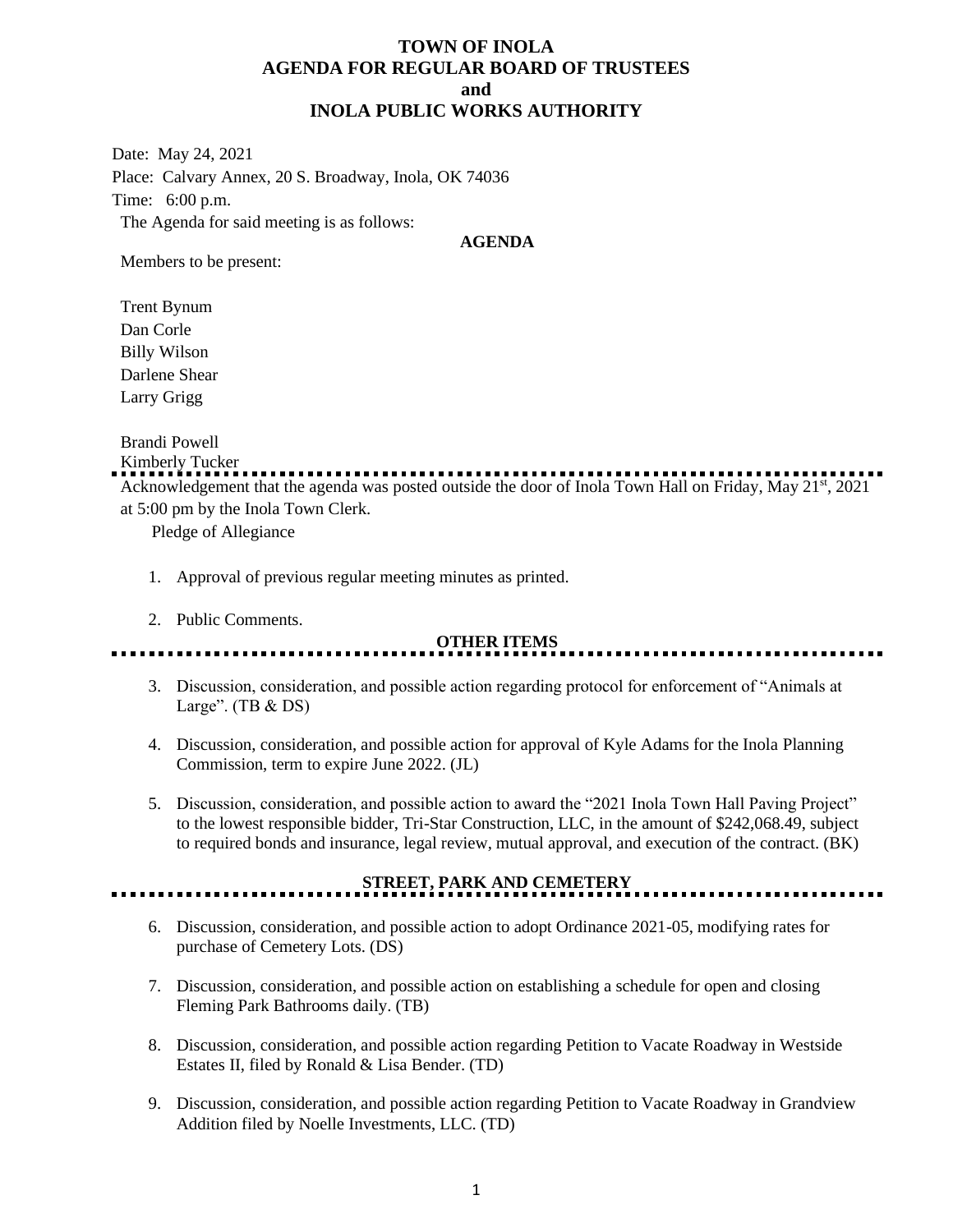# TOWN OF INOLA
# AGENDA FOR REGULAR BOARD OF TRUSTEES
# and
# INOLA PUBLIC WORKS AUTHORITY

Date: May 24, 2021

Place: Calvary Annex, 20 S. Broadway, Inola, OK 74036

Time: 6:00 p.m.

The Agenda for said meeting is as follows:

**AGENDA**

Members to be present:

Trent Bynum
Dan Corle
Billy Wilson
Darlene Shear
Larry Grigg

Brandi Powell
Kimberly Tucker

---

Acknowledgement that the agenda was posted outside the door of Inola Town Hall on Friday, May 21st, 2021 at 5:00 pm by the Inola Town Clerk.

Pledge of Allegiance

1. Approval of previous regular meeting minutes as printed.

2. Public Comments.

**OTHER ITEMS**

---

3. Discussion, consideration, and possible action regarding protocol for enforcement of "Animals at Large". (TB & DS)

4. Discussion, consideration, and possible action for approval of Kyle Adams for the Inola Planning Commission, term to expire June 2022. (JL)

5. Discussion, consideration, and possible action to award the "2021 Inola Town Hall Paving Project" to the lowest responsible bidder, Tri-Star Construction, LLC, in the amount of $242,068.49, subject to required bonds and insurance, legal review, mutual approval, and execution of the contract. (BK)

**STREET, PARK AND CEMETERY**

---

6. Discussion, consideration, and possible action to adopt Ordinance 2021-05, modifying rates for purchase of Cemetery Lots. (DS)

7. Discussion, consideration, and possible action on establishing a schedule for open and closing Fleming Park Bathrooms daily. (TB)

8. Discussion, consideration, and possible action regarding Petition to Vacate Roadway in Westside Estates II, filed by Ronald & Lisa Bender. (TD)

9. Discussion, consideration, and possible action regarding Petition to Vacate Roadway in Grandview Addition filed by Noelle Investments, LLC. (TD)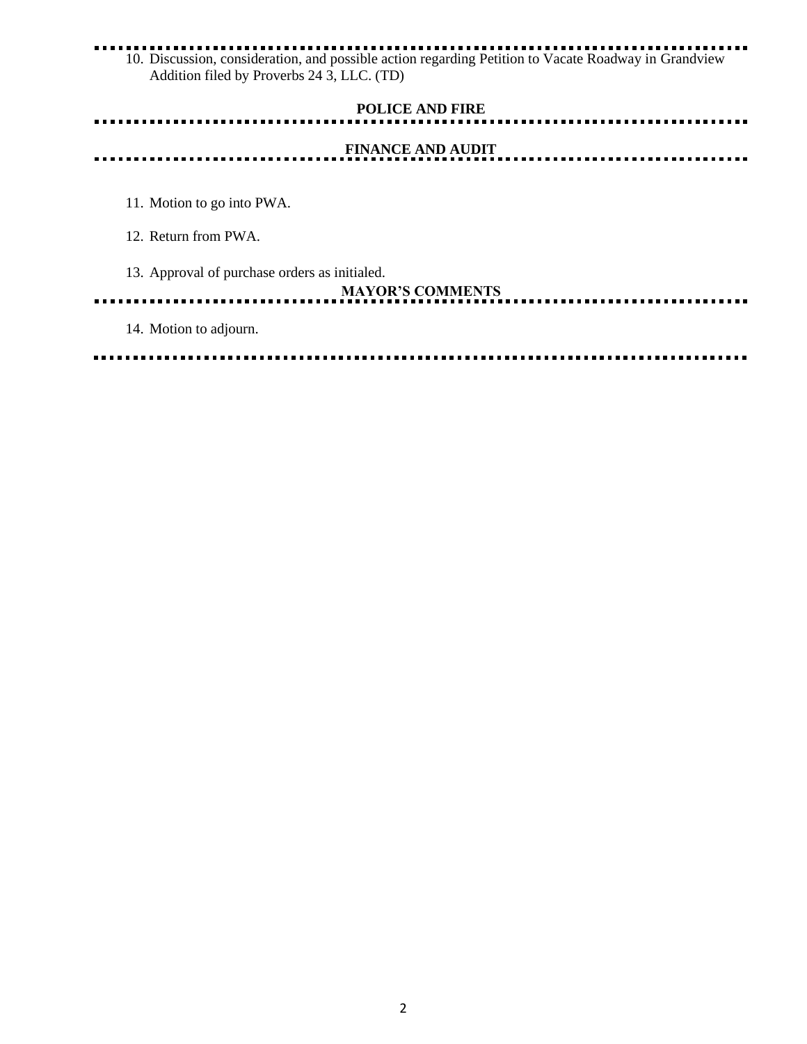10. Discussion, consideration, and possible action regarding Petition to Vacate Roadway in Grandview Addition filed by Proverbs 24 3, LLC. (TD)

**POLICE AND FIRE**

**FINANCE AND AUDIT**

11. Motion to go into PWA.

12. Return from PWA.

13. Approval of purchase orders as initialed.

**MAYOR'S COMMENTS**

14. Motion to adjourn.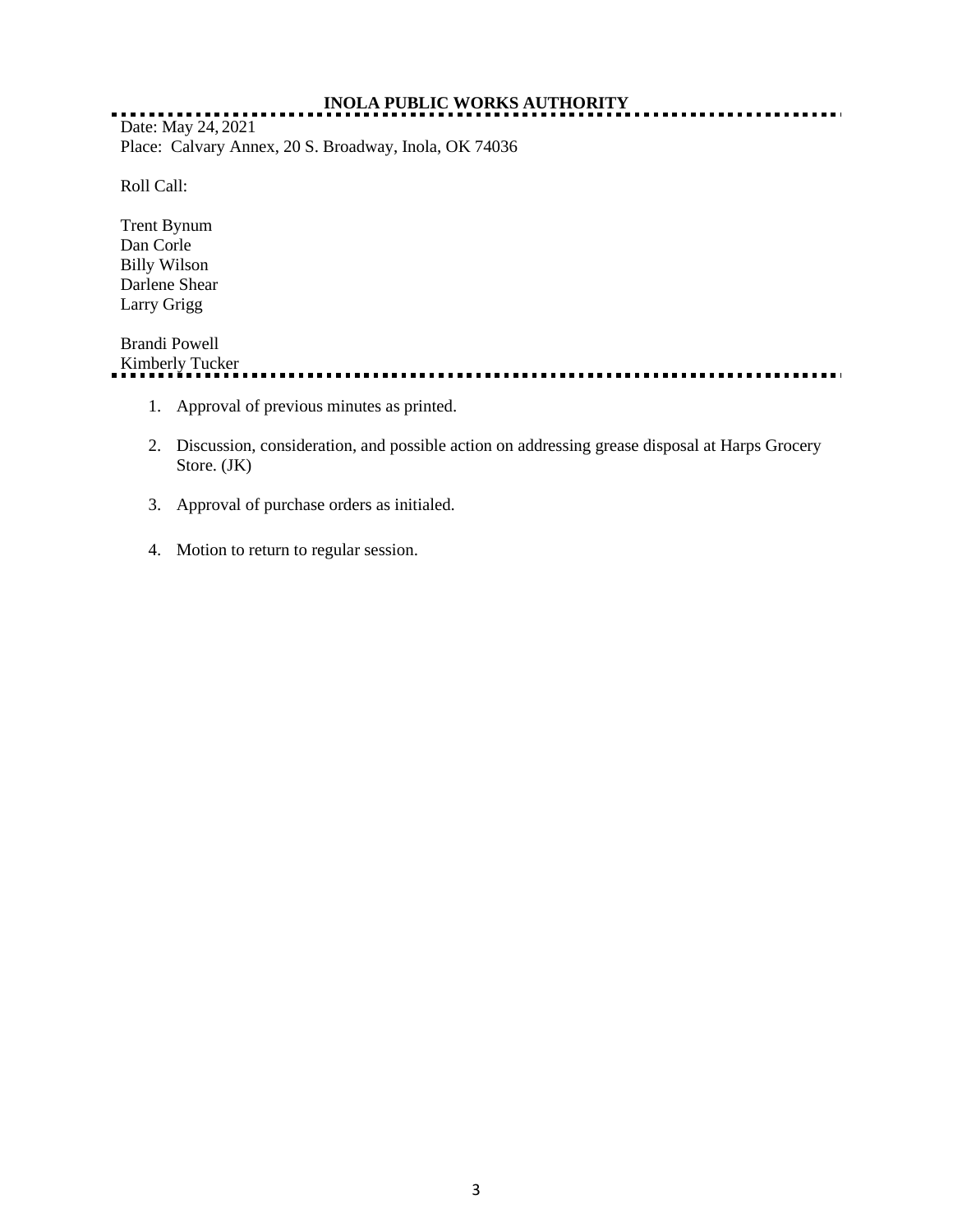**INOLA PUBLIC WORKS AUTHORITY**

Date: May 24, 2021
Place: Calvary Annex, 20 S. Broadway, Inola, OK 74036

Roll Call:

Trent Bynum
Dan Corle
Billy Wilson
Darlene Shear
Larry Grigg

Brandi Powell
Kimberly Tucker

1. Approval of previous minutes as printed.

2. Discussion, consideration, and possible action on addressing grease disposal at Harps Grocery Store. (JK)

3. Approval of purchase orders as initialed.

4. Motion to return to regular session.